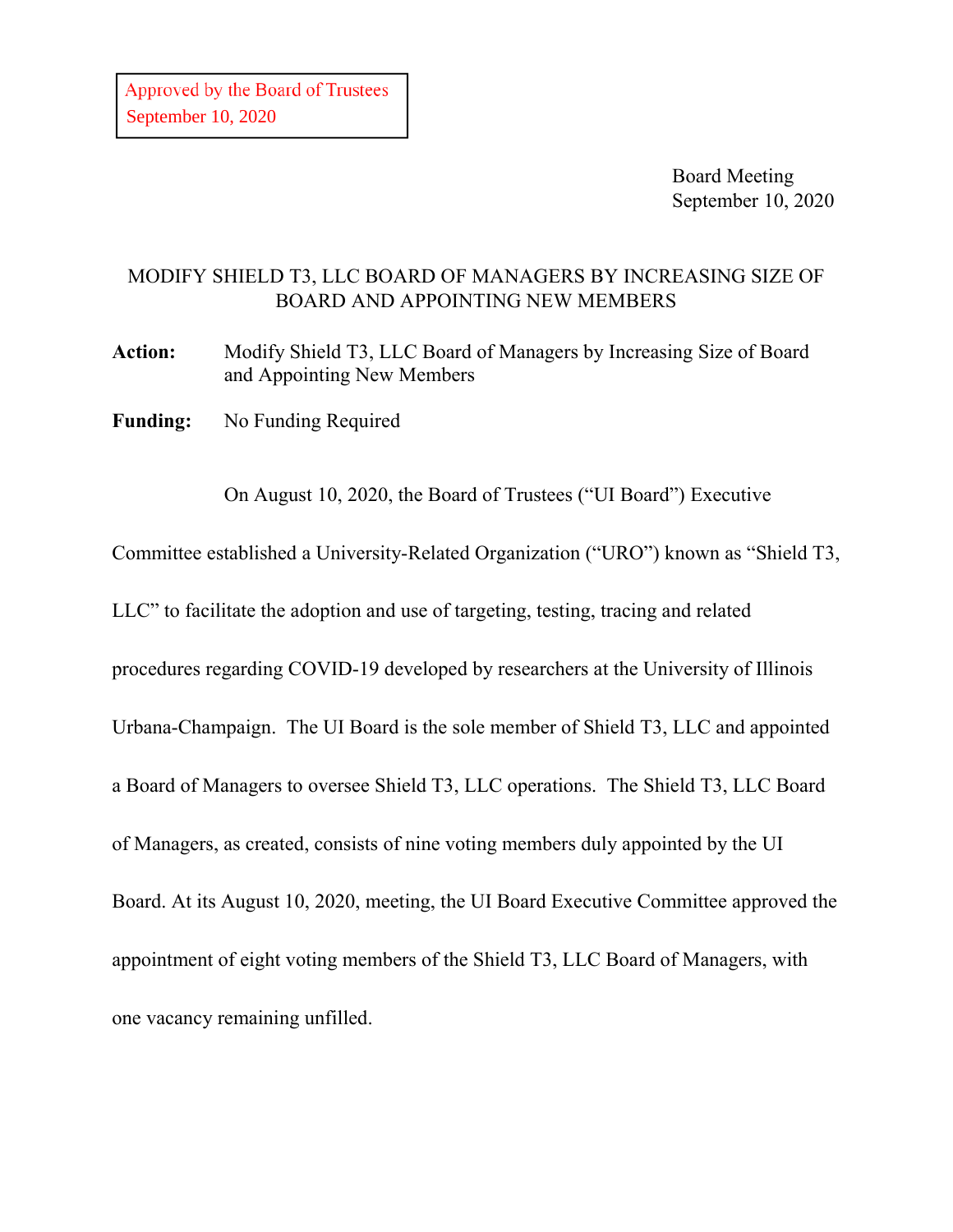Approved by the Board of Trustees
September 10, 2020

Board Meeting
September 10, 2020

# MODIFY SHIELD T3, LLC BOARD OF MANAGERS BY INCREASING SIZE OF BOARD AND APPOINTING NEW MEMBERS

**Action:** Modify Shield T3, LLC Board of Managers by Increasing Size of Board and Appointing New Members

**Funding:** No Funding Required

On August 10, 2020, the Board of Trustees ("UI Board") Executive Committee established a University-Related Organization ("URO") known as "Shield T3, LLC" to facilitate the adoption and use of targeting, testing, tracing and related procedures regarding COVID-19 developed by researchers at the University of Illinois Urbana-Champaign. The UI Board is the sole member of Shield T3, LLC and appointed a Board of Managers to oversee Shield T3, LLC operations. The Shield T3, LLC Board of Managers, as created, consists of nine voting members duly appointed by the UI Board. At its August 10, 2020, meeting, the UI Board Executive Committee approved the appointment of eight voting members of the Shield T3, LLC Board of Managers, with one vacancy remaining unfilled.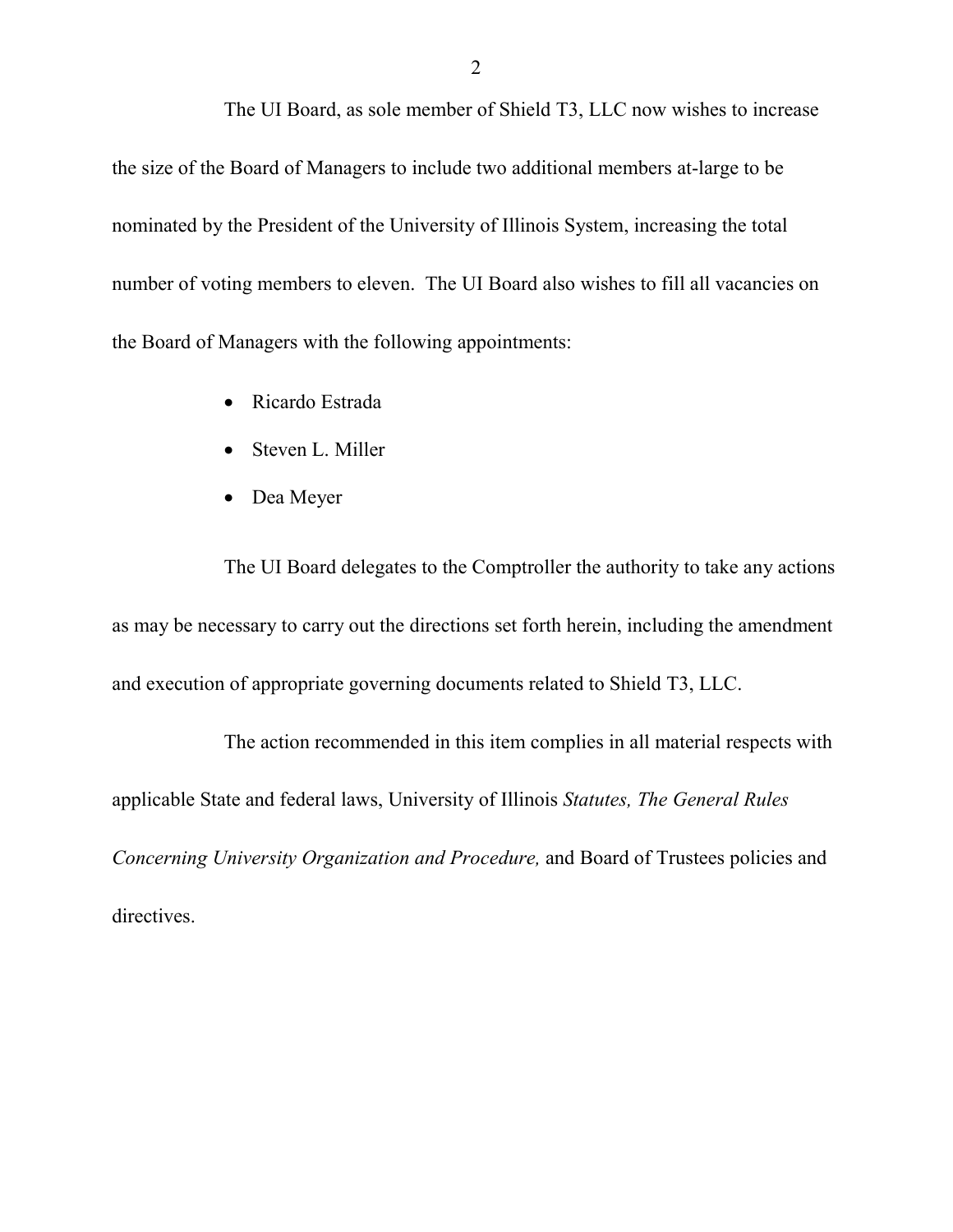The UI Board, as sole member of Shield T3, LLC now wishes to increase the size of the Board of Managers to include two additional members at-large to be nominated by the President of the University of Illinois System, increasing the total number of voting members to eleven. The UI Board also wishes to fill all vacancies on the Board of Managers with the following appointments:

- Ricardo Estrada
- Steven L. Miller
- Dea Meyer

The UI Board delegates to the Comptroller the authority to take any actions as may be necessary to carry out the directions set forth herein, including the amendment and execution of appropriate governing documents related to Shield T3, LLC.

The action recommended in this item complies in all material respects with applicable State and federal laws, University of Illinois *Statutes, The General Rules Concerning University Organization and Procedure,* and Board of Trustees policies and directives.